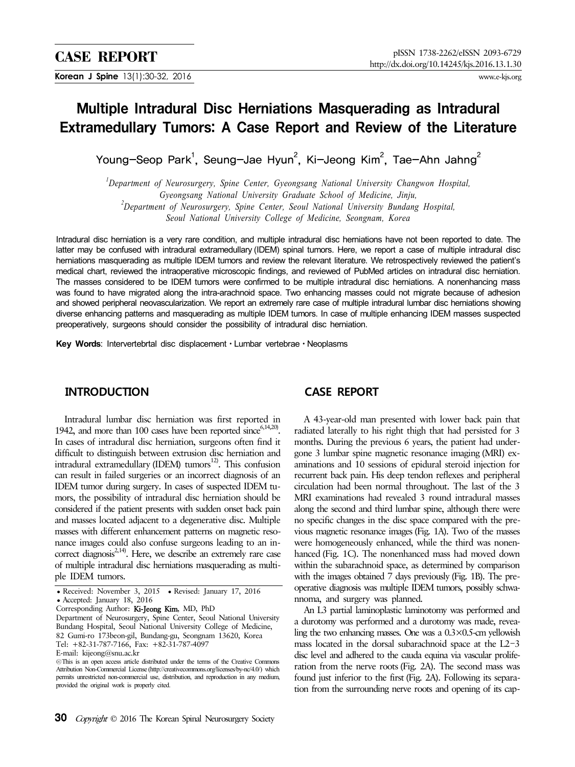CASE REPORT

# Multiple Intradural Disc Herniations Masquerading as Intradural Extramedullary Tumors: A Case Report and Review of the Literature

Young-Seop Park[1], Seung-Jae Hyun[2], Ki-Jeong Kim[2], Tae-Ahn Jahng[2]

*[1]Department of Neurosurgery, Spine Center, Gyeongsang National University Changwon Hospital, Gyeongsang National University Graduate School of Medicine, Jinju,*
*[2]Department of Neurosurgery, Spine Center, Seoul National University Bundang Hospital, Seoul National University College of Medicine, Seongnam, Korea*

Intradural disc herniation is a very rare condition, and multiple intradural disc herniations have not been reported to date. The latter may be confused with intradural extramedullary (IDEM) spinal tumors. Here, we report a case of multiple intradural disc herniations masquerading as multiple IDEM tumors and review the relevant literature. We retrospectively reviewed the patient's medical chart, reviewed the intraoperative microscopic findings, and reviewed of PubMed articles on intradural disc herniation. The masses considered to be IDEM tumors were confirmed to be multiple intradural disc herniations. A nonenhancing mass was found to have migrated along the intra-arachnoid space. Two enhancing masses could not migrate because of adhesion and showed peripheral neovascularization. We report an extremely rare case of multiple intradural lumbar disc herniations showing diverse enhancing patterns and masquerading as multiple IDEM tumors. In case of multiple enhancing IDEM masses suspected preoperatively, surgeons should consider the possibility of intradural disc herniation.

**Key Words**: Intervertebrtal disc displacement · Lumbar vertebrae · Neoplasms

## INTRODUCTION

Intradural lumbar disc herniation was first reported in 1942, and more than 100 cases have been reported since[6,14,20]. In cases of intradural disc herniation, surgeons often find it difficult to distinguish between extrusion disc herniation and intradural extramedullary (IDEM) tumors[12]. This confusion can result in failed surgeries or an incorrect diagnosis of an IDEM tumor during surgery. In cases of suspected IDEM tumors, the possibility of intradural disc herniation should be considered if the patient presents with sudden onset back pain and masses located adjacent to a degenerative disc. Multiple masses with different enhancement patterns on magnetic resonance images could also confuse surgeons leading to an incorrect diagnosis[2,14]. Here, we describe an extremely rare case of multiple intradural disc herniations masquerading as multiple IDEM tumors.

- Received: November 3, 2015 • Revised: January 17, 2016
- Accepted: January 18, 2016

Corresponding Author: Ki-Jeong Kim, MD, PhD
Department of Neurosurgery, Spine Center, Seoul National University Bundang Hospital, Seoul National University College of Medicine, 82 Gumi-ro 173beon-gil, Bundang-gu, Seongnam 13620, Korea
Tel: +82-31-787-7166, Fax: +82-31-787-4097
E-mail: kijeong@snu.ac.kr

ⓒThis is an open access article distributed under the terms of the Creative Commons Attribution Non-Commercial License (http://creativecommons.org/licenses/by-nc/4.0/) which permits unrestricted non-commercial use, distribution, and reproduction in any medium, provided the original work is properly cited.

## CASE REPORT

A 43-year-old man presented with lower back pain that radiated laterally to his right thigh that had persisted for 3 months. During the previous 6 years, the patient had undergone 3 lumbar spine magnetic resonance imaging (MRI) examinations and 10 sessions of epidural steroid injection for recurrent back pain. His deep tendon reflexes and peripheral circulation had been normal throughout. The last of the 3 MRI examinations had revealed 3 round intradural masses along the second and third lumbar spine, although there were no specific changes in the disc space compared with the previous magnetic resonance images (Fig. 1A). Two of the masses were homogeneously enhanced, while the third was nonenhanced (Fig. 1C). The nonenhanced mass had moved down within the subarachnoid space, as determined by comparison with the images obtained 7 days previously (Fig. 1B). The preoperative diagnosis was multiple IDEM tumors, possibly schwannoma, and surgery was planned.

An L3 partial laminoplastic laminotomy was performed and a durotomy was performed and a durotomy was made, revealing the two enhancing masses. One was a 0.3×0.5-cm yellowish mass located in the dorsal subarachnoid space at the L2-3 disc level and adhered to the cauda equina via vascular proliferation from the nerve roots (Fig. 2A). The second mass was found just inferior to the first (Fig. 2A). Following its separation from the surrounding nerve roots and opening of its cap-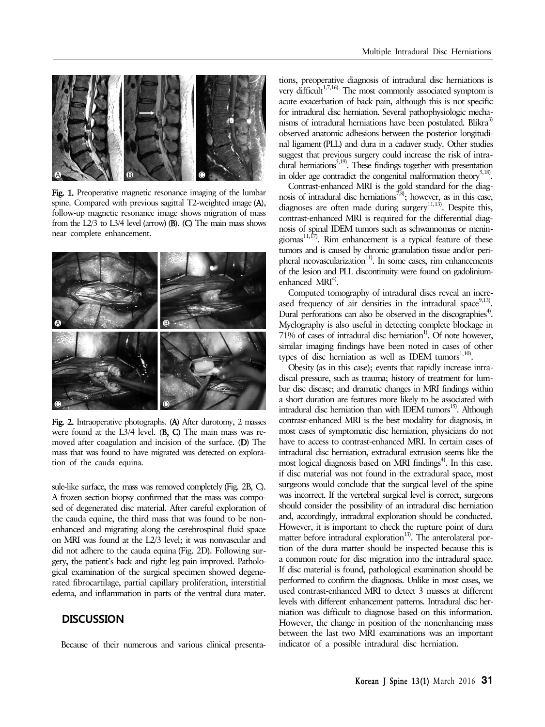Fig. 1. Preoperative magnetic resonance imaging of the lumbar spine. Compared with previous sagittal T2-weighted image (A), follow-up magnetic resonance image shows migration of mass from the L2/3 to L3/4 level (arrow) (B). (C) The main mass shows near complete enhancement.

Fig. 2. Intraoperative photographs. (A) After durotomy, 2 masses were found at the L3/4 level. (B, C) The main mass was removed after coagulation and incision of the surface. (D) The mass that was found to have migrated was detected on exploration of the cauda equina.

sule-like surface, the mass was removed completely (Fig. 2B, C). A frozen section biopsy confirmed that the mass was composed of degenerated disc material. After careful exploration of the cauda equine, the third mass that was found to be nonenhanced and migrating along the cerebrospinal fluid space on MRI was found at the L2/3 level; it was nonvascular and did not adhere to the cauda equina (Fig. 2D). Following surgery, the patient's back and right leg pain improved. Pathological examination of the surgical specimen showed degenerated fibrocartilage, partial capillary proliferation, interstitial edema, and inflammation in parts of the ventral dura mater.

## DISCUSSION

Because of their numerous and various clinical presentations, preoperative diagnosis of intradural disc herniations is very difficult[1,7,16]. The most commonly associated symptom is acute exacerbation of back pain, although this is not specific for intradural disc herniation. Several pathophysiologic mechanisms of intradural herniations have been postulated. Blikra[3] observed anatomic adhesions between the posterior longitudinal ligament (PLL) and dura in a cadaver study. Other studies suggest that previous surgery could increase the risk of intradural herniations[5,19]. These findings together with presentation in older age contradict the congenital malformation theory[5,18].

Contrast-enhanced MRI is the gold standard for the diagnosis of intradural disc herniations[7,8]; however, as in this case, diagnoses are often made during surgery[11,13]. Despite this, contrast-enhanced MRI is required for the differential diagnosis of spinal IDEM tumors such as schwannomas or meningiomas[11,17]. Rim enhancement is a typical feature of these tumors and is caused by chronic granulation tissue and/or peripheral neovascularization[11]. In some cases, rim enhancements of the lesion and PLL discontinuity were found on gadolinium-enhanced MRI[4].

Computed tomography of intradural discs reveal an increased frequency of air densities in the intradural space[9,13]. Dural perforations can also be observed in the discographies[4]. Myelography is also useful in detecting complete blockage in 71% of cases of intradural disc herniation[1]. Of note however, similar imaging findings have been noted in cases of other types of disc herniation as well as IDEM tumors[1,10].

Obesity (as in this case); events that rapidly increase intradiscal pressure, such as trauma; history of treatment for lumbar disc disease; and dramatic changes in MRI findings within a short duration are features more likely to be associated with intradural disc herniation than with IDEM tumors[15]. Although contrast-enhanced MRI is the best modality for diagnosis, in most cases of symptomatic disc herniation, physicians do not have to access to contrast-enhanced MRI. In certain cases of intradural disc herniation, extradural extrusion seems like the most logical diagnosis based on MRI findings[4]. In this case, if disc material was not found in the extradural space, most surgeons would conclude that the surgical level of the spine was incorrect. If the vertebral surgical level is correct, surgeons should consider the possibility of an intradural disc herniation and, accordingly, intradural exploration should be conducted. However, it is important to check the rupture point of dura matter before intradural exploration[13]. The anterolateral portion of the dura matter should be inspected because this is a common route for disc migration into the intradural space. If disc material is found, pathological examination should be performed to confirm the diagnosis. Unlike in most cases, we used contrast-enhanced MRI to detect 3 masses at different levels with different enhancement patterns. Intradural disc herniation was difficult to diagnose based on this information. However, the change in position of the nonenhancing mass between the last two MRI examinations was an important indicator of a possible intradural disc herniation.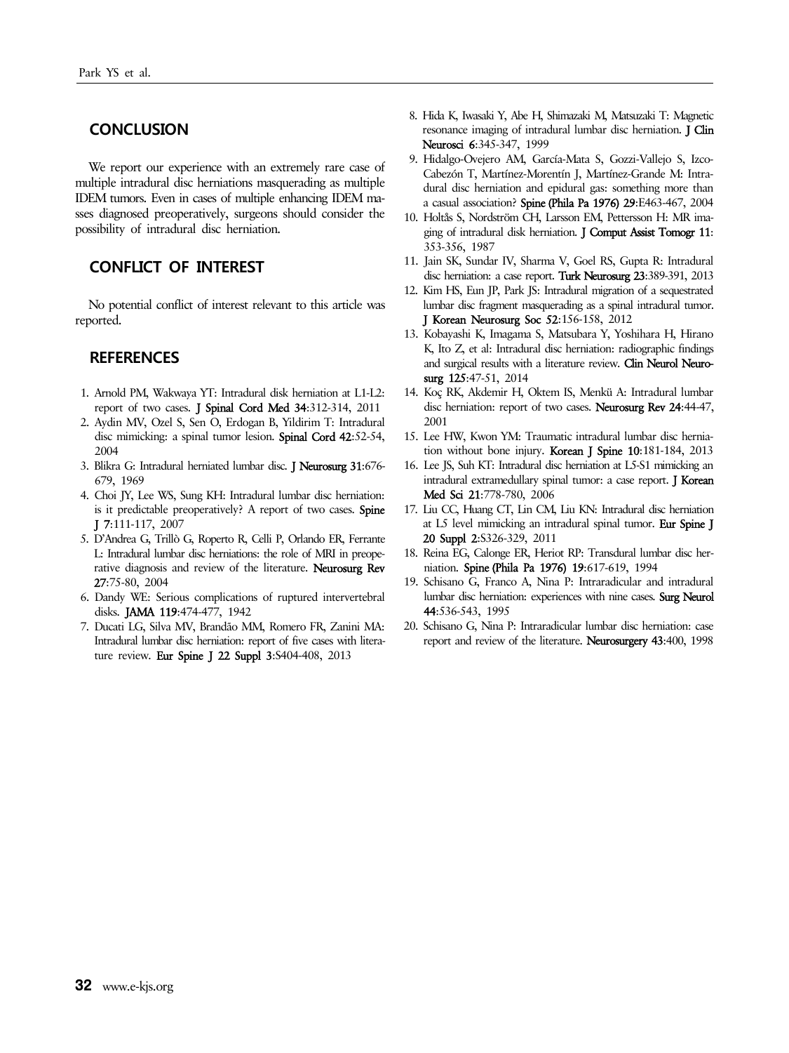## CONCLUSION

We report our experience with an extremely rare case of multiple intradural disc herniations masquerading as multiple IDEM tumors. Even in cases of multiple enhancing IDEM masses diagnosed preoperatively, surgeons should consider the possibility of intradural disc herniation.

## CONFLICT OF INTEREST

No potential conflict of interest relevant to this article was reported.

## REFERENCES

1. Arnold PM, Wakwaya YT: Intradural disk herniation at L1-L2: report of two cases. **J Spinal Cord Med 34**:312-314, 2011
2. Aydin MV, Ozel S, Sen O, Erdogan B, Yildirim T: Intradural disc mimicking: a spinal tumor lesion. **Spinal Cord 42**:52-54, 2004
3. Blikra G: Intradural herniated lumbar disc. **J Neurosurg 31**:676-679, 1969
4. Choi JY, Lee WS, Sung KH: Intradural lumbar disc herniation: is it predictable preoperatively? A report of two cases. **Spine J 7**:111-117, 2007
5. D'Andrea G, Trillò G, Roperto R, Celli P, Orlando ER, Ferrante L: Intradural lumbar disc herniations: the role of MRI in preoperative diagnosis and review of the literature. **Neurosurg Rev 27**:75-80, 2004
6. Dandy WE: Serious complications of ruptured intervertebral disks. **JAMA 119**:474-477, 1942
7. Ducati LG, Silva MV, Brandão MM, Romero FR, Zanini MA: Intradural lumbar disc herniation: report of five cases with literature review. **Eur Spine J 22 Suppl 3**:S404-408, 2013
8. Hida K, Iwasaki Y, Abe H, Shimazaki M, Matsuzaki T: Magnetic resonance imaging of intradural lumbar disc herniation. **J Clin Neurosci 6**:345-347, 1999
9. Hidalgo-Ovejero AM, García-Mata S, Gozzi-Vallejo S, Izco-Cabezón T, Martínez-Morentín J, Martínez-Grande M: Intradural disc herniation and epidural gas: something more than a casual association? **Spine (Phila Pa 1976) 29**:E463-467, 2004
10. Holtås S, Nordström CH, Larsson EM, Pettersson H: MR imaging of intradural disk herniation. **J Comput Assist Tomogr 11**:353-356, 1987
11. Jain SK, Sundar IV, Sharma V, Goel RS, Gupta R: Intradural disc herniation: a case report. **Turk Neurosurg 23**:389-391, 2013
12. Kim HS, Eun JP, Park JS: Intradural migration of a sequestrated lumbar disc fragment masquerading as a spinal intradural tumor. **J Korean Neurosurg Soc 52**:156-158, 2012
13. Kobayashi K, Imagama S, Matsubara Y, Yoshihara H, Hirano K, Ito Z, et al: Intradural disc herniation: radiographic findings and surgical results with a literature review. **Clin Neurol Neurosurg 125**:47-51, 2014
14. Koç RK, Akdemir H, Oktem IS, Menkü A: Intradural lumbar disc herniation: report of two cases. **Neurosurg Rev 24**:44-47, 2001
15. Lee HW, Kwon YM: Traumatic intradural lumbar disc herniation without bone injury. **Korean J Spine 10**:181-184, 2013
16. Lee JS, Suh KT: Intradural disc herniation at L5-S1 mimicking an intradural extramedullary spinal tumor: a case report. **J Korean Med Sci 21**:778-780, 2006
17. Liu CC, Huang CT, Lin CM, Liu KN: Intradural disc herniation at L5 level mimicking an intradural spinal tumor. **Eur Spine J 20 Suppl 2**:S326-329, 2011
18. Reina EG, Calonge ER, Heriot RP: Transdural lumbar disc herniation. **Spine (Phila Pa 1976) 19**:617-619, 1994
19. Schisano G, Franco A, Nina P: Intraradicular and intradural lumbar disc herniation: experiences with nine cases. **Surg Neurol 44**:536-543, 1995
20. Schisano G, Nina P: Intraradicular lumbar disc herniation: case report and review of the literature. **Neurosurgery 43**:400, 1998